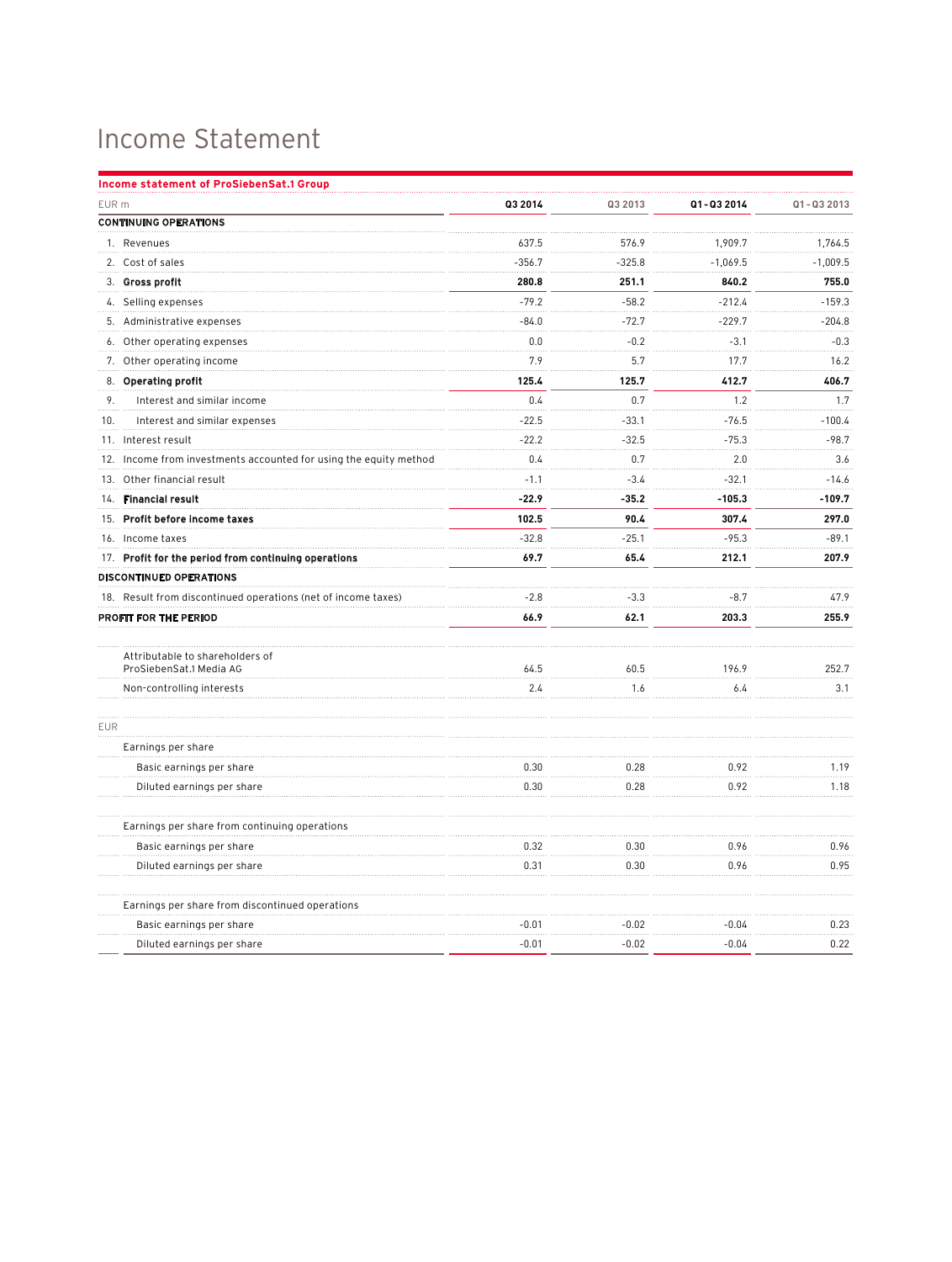# Income Statement

**Income statement of ProSiebenSat.1 Group**

| EUR m | Q3 2014 | Q3 2013 | Q1 - Q3 2014 | Q1 - Q3 2013 |
|---|---|---|---|---|
| **CONTINUING OPERATIONS** | | | | |
| 1. Revenues | 637.5 | 576.9 | 1,909.7 | 1,764.5 |
| 2. Cost of sales | -356.7 | -325.8 | -1,069.5 | -1,009.5 |
| 3. **Gross profit** | **280.8** | **251.1** | **840.2** | **755.0** |
| 4. Selling expenses | -79.2 | -58.2 | -212.4 | -159.3 |
| 5. Administrative expenses | -84.0 | -72.7 | -229.7 | -204.8 |
| 6. Other operating expenses | 0.0 | -0.2 | -3.1 | -0.3 |
| 7. Other operating income | 7.9 | 5.7 | 17.7 | 16.2 |
| 8. **Operating profit** | **125.4** | **125.7** | **412.7** | **406.7** |
| 9. Interest and similar income | 0.4 | 0.7 | 1.2 | 1.7 |
| 10. Interest and similar expenses | -22.5 | -33.1 | -76.5 | -100.4 |
| 11. Interest result | -22.2 | -32.5 | -75.3 | -98.7 |
| 12. Income from investments accounted for using the equity method | 0.4 | 0.7 | 2.0 | 3.6 |
| 13. Other financial result | -1.1 | -3.4 | -32.1 | -14.6 |
| 14. **Financial result** | **-22.9** | **-35.2** | **-105.3** | **-109.7** |
| 15. **Profit before income taxes** | **102.5** | **90.4** | **307.4** | **297.0** |
| 16. Income taxes | -32.8 | -25.1 | -95.3 | -89.1 |
| 17. **Profit for the period from continuing operations** | **69.7** | **65.4** | **212.1** | **207.9** |
| **DISCONTINUED OPERATIONS** | | | | |
| 18. Result from discontinued operations (net of income taxes) | -2.8 | -3.3 | -8.7 | 47.9 |
| **PROFIT FOR THE PERIOD** | **66.9** | **62.1** | **203.3** | **255.9** |
| | | | | |
| Attributable to shareholders of ProSiebenSat.1 Media AG | 64.5 | 60.5 | 196.9 | 252.7 |
| Non-controlling interests | 2.4 | 1.6 | 6.4 | 3.1 |
| | | | | |
| EUR | | | | |
| Earnings per share | | | | |
| Basic earnings per share | 0.30 | 0.28 | 0.92 | 1.19 |
| Diluted earnings per share | 0.30 | 0.28 | 0.92 | 1.18 |
| | | | | |
| Earnings per share from continuing operations | | | | |
| Basic earnings per share | 0.32 | 0.30 | 0.96 | 0.96 |
| Diluted earnings per share | 0.31 | 0.30 | 0.96 | 0.95 |
| | | | | |
| Earnings per share from discontinued operations | | | | |
| Basic earnings per share | -0.01 | -0.02 | -0.04 | 0.23 |
| Diluted earnings per share | -0.01 | -0.02 | -0.04 | 0.22 |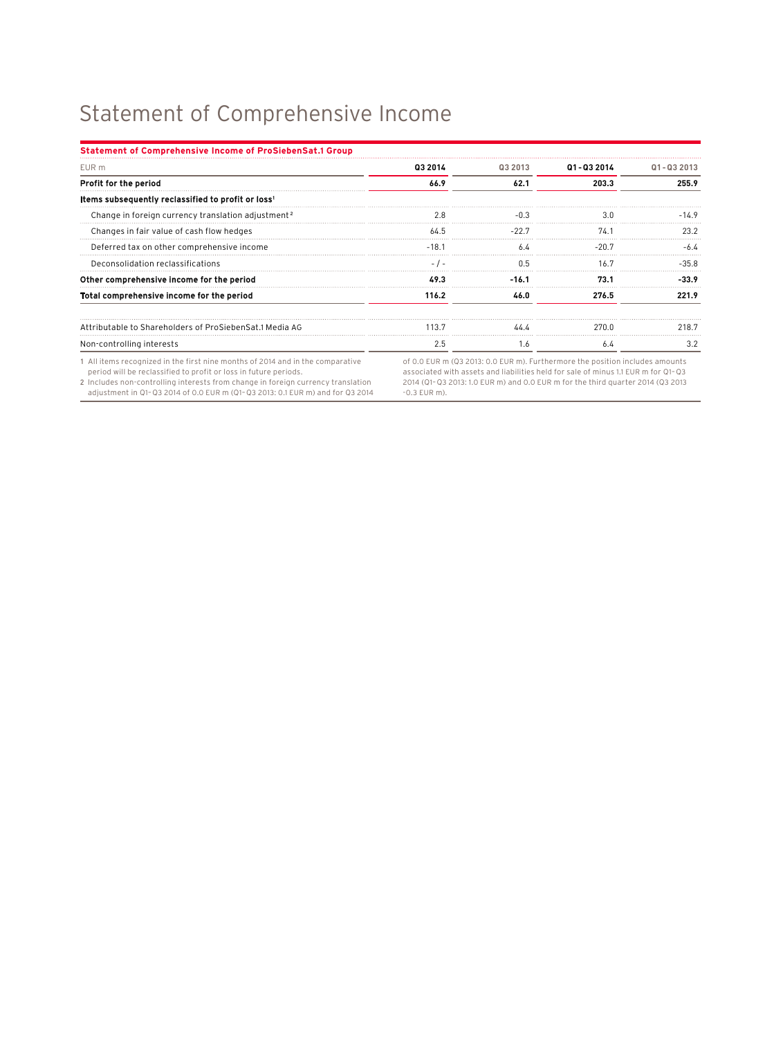# Statement of Comprehensive Income

**Statement of Comprehensive Income of ProSiebenSat.1 Group**

| EUR m | Q3 2014 | Q3 2013 | Q1 - Q3 2014 | Q1 - Q3 2013 |
|---|---|---|---|---|
| **Profit for the period** | **66.9** | **62.1** | **203.3** | **255.9** |
| **Items subsequently reclassified to profit or loss**[1] | | | | |
| Change in foreign currency translation adjustment[2] | 2.8 | -0.3 | 3.0 | -14.9 |
| Changes in fair value of cash flow hedges | 64.5 | -22.7 | 74.1 | 23.2 |
| Deferred tax on other comprehensive income | -18.1 | 6.4 | -20.7 | -6.4 |
| Deconsolidation reclassifications | - / - | 0.5 | 16.7 | -35.8 |
| **Other comprehensive income for the period** | **49.3** | **-16.1** | **73.1** | **-33.9** |
| **Total comprehensive income for the period** | **116.2** | **46.0** | **276.5** | **221.9** |
| | | | | |
| Attributable to Shareholders of ProSiebenSat.1 Media AG | 113.7 | 44.4 | 270.0 | 218.7 |
| Non-controlling interests | 2.5 | 1.6 | 6.4 | 3.2 |

1 All items recognized in the first nine months of 2014 and in the comparative period will be reclassified to profit or loss in future periods.

2 Includes non-controlling interests from change in foreign currency translation adjustment in Q1–Q3 2014 of 0.0 EUR m (Q1–Q3 2013: 0.1 EUR m) and for Q3 2014 of 0.0 EUR m (Q3 2013: 0.0 EUR m). Furthermore the position includes amounts associated with assets and liabilities held for sale of minus 1.1 EUR m for Q1–Q3 2014 (Q1–Q3 2013: 1.0 EUR m) and 0.0 EUR m for the third quarter 2014 (Q3 2013 -0.3 EUR m).